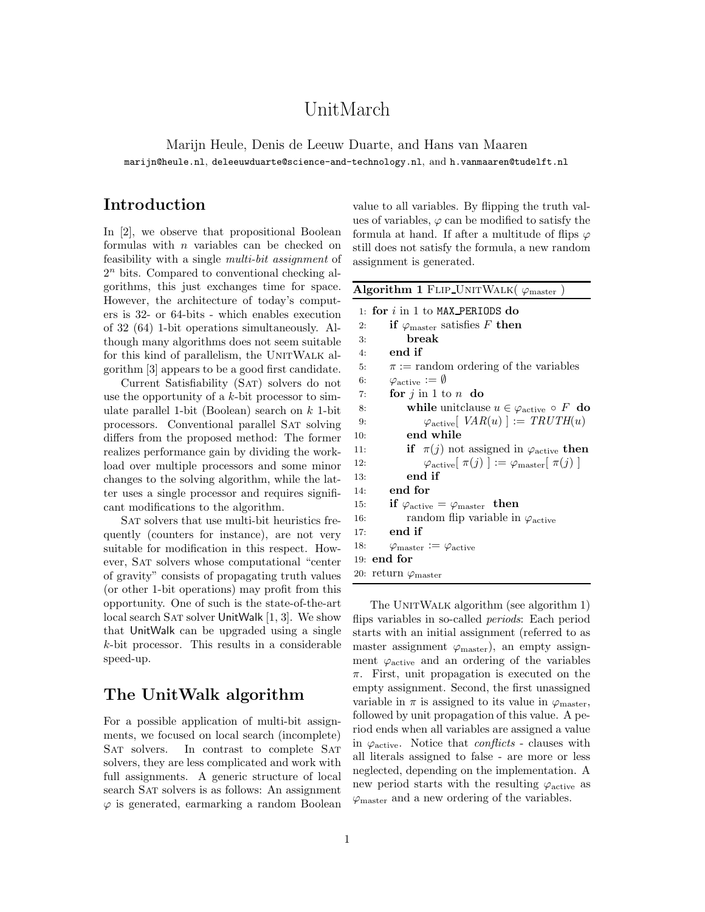// UnitMarch

Marijn Heule, Denis de Leeuw Duarte, and Hans van Maaren

marijn@heule.nl, deleeuwduarte@science-and-technology.nl, and h.vanmaaren@tudelft.nl

## Introduction

In [2], we observe that propositional Boolean formulas with $n$ variables can be checked on feasibility with a single *multi-bit assignment* of $2^n$ bits. Compared to conventional checking algorithms, this just exchanges time for space. However, the architecture of today's computers is 32- or 64-bits - which enables execution of 32 (64) 1-bit operations simultaneously. Although many algorithms does not seem suitable for this kind of parallelism, the UnitWalk algorithm [3] appears to be a good first candidate.

Current Satisfiability (Sat) solvers do not use the opportunity of a $k$-bit processor to simulate parallel 1-bit (Boolean) search on $k$ 1-bit processors. Conventional parallel Sat solving differs from the proposed method: The former realizes performance gain by dividing the workload over multiple processors and some minor changes to the solving algorithm, while the latter uses a single processor and requires significant modifications to the algorithm.

Sat solvers that use multi-bit heuristics frequently (counters for instance), are not very suitable for modification in this respect. However, Sat solvers whose computational "center of gravity" consists of propagating truth values (or other 1-bit operations) may profit from this opportunity. One of such is the state-of-the-art local search Sat solver UnitWalk [1, 3]. We show that UnitWalk can be upgraded using a single $k$-bit processor. This results in a considerable speed-up.

## The UnitWalk algorithm

For a possible application of multi-bit assignments, we focused on local search (incomplete) Sat solvers. In contrast to complete Sat solvers, they are less complicated and work with full assignments. A generic structure of local search Sat solvers is as follows: An assignment $\varphi$ is generated, earmarking a random Boolean value to all variables. By flipping the truth values of variables, $\varphi$ can be modified to satisfy the formula at hand. If after a multitude of flips $\varphi$ still does not satisfy the formula, a new random assignment is generated.

**Algorithm 1** Flip_UnitWalk( $\varphi_{\text{master}}$ )

```
1: for i in 1 to MAX_PERIODS do
2:     if φ_master satisfies F then
3:         break
4:     end if
5:     π := random ordering of the variables
6:     φ_active := ∅
7:     for j in 1 to n do
8:         while unitclause u ∈ φ_active ∘ F do
9:             φ_active[ VAR(u) ] := TRUTH(u)
10:        end while
11:        if π(j) not assigned in φ_active then
12:            φ_active[ π(j) ] := φ_master[ π(j) ]
13:        end if
14:    end for
15:    if φ_active = φ_master then
16:        random flip variable in φ_active
17:    end if
18:    φ_master := φ_active
19: end for
20: return φ_master
```

The UnitWalk algorithm (see algorithm 1) flips variables in so-called *periods*: Each period starts with an initial assignment (referred to as master assignment $\varphi_{\text{master}}$), an empty assignment $\varphi_{\text{active}}$ and an ordering of the variables $\pi$. First, unit propagation is executed on the empty assignment. Second, the first unassigned variable in $\pi$ is assigned to its value in $\varphi_{\text{master}}$, followed by unit propagation of this value. A period ends when all variables are assigned a value in $\varphi_{\text{active}}$. Notice that *conflicts* - clauses with all literals assigned to false - are more or less neglected, depending on the implementation. A new period starts with the resulting $\varphi_{\text{active}}$ as $\varphi_{\text{master}}$ and a new ordering of the variables.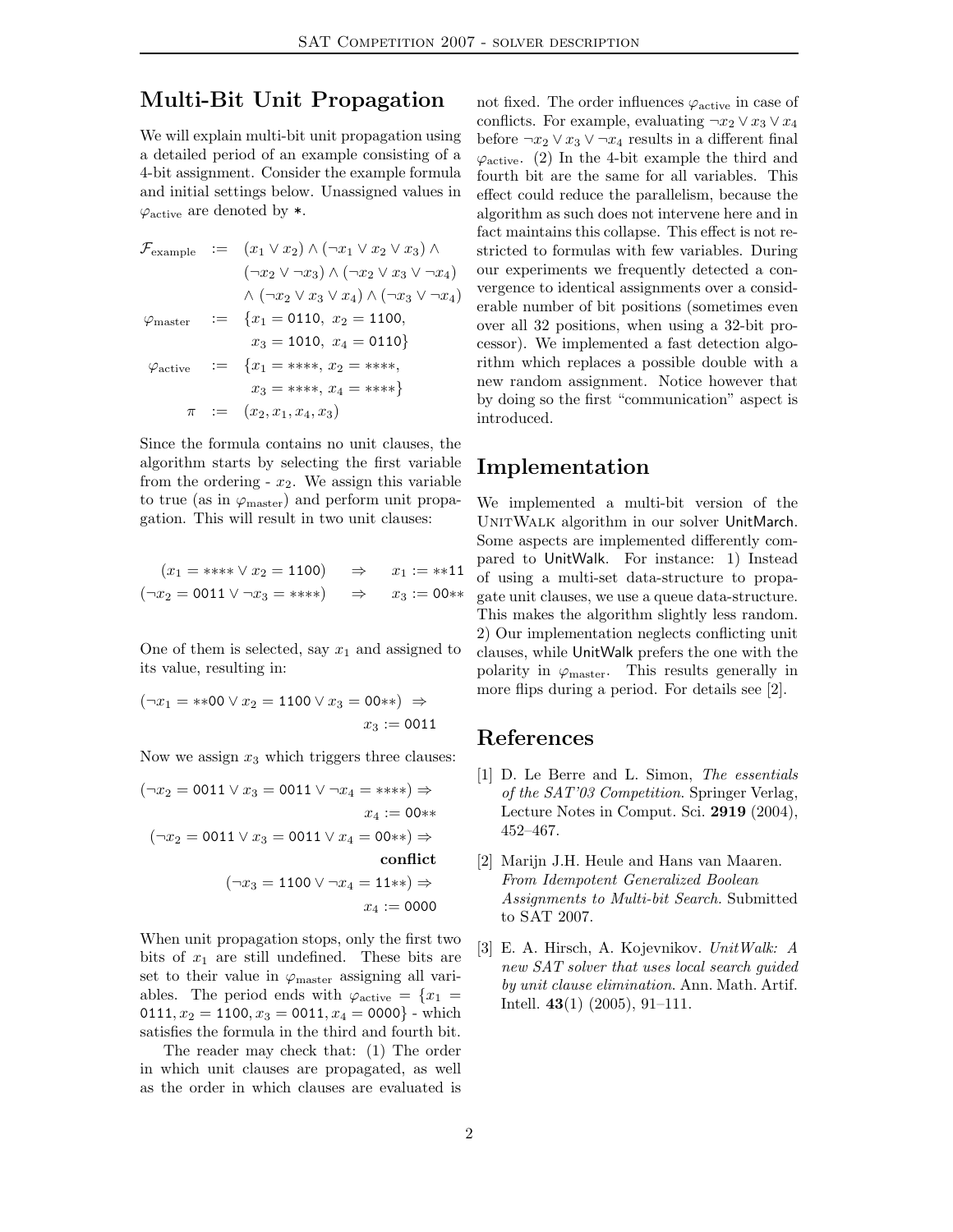## Multi-Bit Unit Propagation

We will explain multi-bit unit propagation using a detailed period of an example consisting of a 4-bit assignment. Consider the example formula and initial settings below. Unassigned values in $\varphi_{\text{active}}$ are denoted by *.

$$
\begin{aligned}
\mathcal{F}_{\text{example}} &:= (x_1 \vee x_2) \wedge (\neg x_1 \vee x_2 \vee x_3) \wedge \\
&\quad (\neg x_2 \vee \neg x_3) \wedge (\neg x_2 \vee x_3 \vee \neg x_4) \\
&\quad \wedge (\neg x_2 \vee x_3 \vee x_4) \wedge (\neg x_3 \vee \neg x_4) \\
\varphi_{\text{master}} &:= \{x_1 = \mathsf{0110},\ x_2 = \mathsf{1100}, \\
&\quad x_3 = \mathsf{1010},\ x_4 = \mathsf{0110}\} \\
\varphi_{\text{active}} &:= \{x_1 = {*}{*}{*}{*},\ x_2 = {*}{*}{*}{*}, \\
&\quad x_3 = {*}{*}{*}{*},\ x_4 = {*}{*}{*}{*}\} \\
\pi &:= (x_2, x_1, x_4, x_3)
\end{aligned}
$$

Since the formula contains no unit clauses, the algorithm starts by selecting the first variable from the ordering - $x_2$. We assign this variable to true (as in $\varphi_{\text{master}}$) and perform unit propagation. This will result in two unit clauses:

$$
\begin{aligned}
(x_1 = {*}{*}{*}{*} \vee x_2 = \mathsf{1100}) &\quad \Rightarrow \quad x_1 := {*}{*}\mathsf{11} \\
(\neg x_2 = \mathsf{0011} \vee \neg x_3 = {*}{*}{*}{*}) &\quad \Rightarrow \quad x_3 := \mathsf{00}{*}{*}
\end{aligned}
$$

One of them is selected, say $x_1$ and assigned to its value, resulting in:

$$
(\neg x_1 = {*}{*}\mathsf{00} \vee x_2 = \mathsf{1100} \vee x_3 = \mathsf{00}{*}{*}) \Rightarrow x_3 := \mathsf{0011}
$$

Now we assign $x_3$ which triggers three clauses:

$$
\begin{aligned}
(\neg x_2 = \mathsf{0011} \vee x_3 = \mathsf{0011} \vee \neg x_4 = {*}{*}{*}{*}) &\Rightarrow x_4 := \mathsf{00}{*}{*} \\
(\neg x_2 = \mathsf{0011} \vee x_3 = \mathsf{0011} \vee x_4 = \mathsf{00}{*}{*}) &\Rightarrow \textbf{conflict} \\
(\neg x_3 = \mathsf{1100} \vee \neg x_4 = \mathsf{11}{*}{*}) &\Rightarrow x_4 := \mathsf{0000}
\end{aligned}
$$

When unit propagation stops, only the first two bits of $x_1$ are still undefined. These bits are set to their value in $\varphi_{\text{master}}$ assigning all variables. The period ends with $\varphi_{\text{active}} = \{x_1 = \mathsf{0111}, x_2 = \mathsf{1100}, x_3 = \mathsf{0011}, x_4 = \mathsf{0000}\}$ - which satisfies the formula in the third and fourth bit.

The reader may check that: (1) The order in which unit clauses are propagated, as well as the order in which clauses are evaluated is not fixed. The order influences $\varphi_{\text{active}}$ in case of conflicts. For example, evaluating $\neg x_2 \vee x_3 \vee x_4$ before $\neg x_2 \vee x_3 \vee \neg x_4$ results in a different final $\varphi_{\text{active}}$. (2) In the 4-bit example the third and fourth bit are the same for all variables. This effect could reduce the parallelism, because the algorithm as such does not intervene here and in fact maintains this collapse. This effect is not restricted to formulas with few variables. During our experiments we frequently detected a convergence to identical assignments over a considerable number of bit positions (sometimes even over all 32 positions, when using a 32-bit processor). We implemented a fast detection algorithm which replaces a possible double with a new random assignment. Notice however that by doing so the first "communication" aspect is introduced.

## Implementation

We implemented a multi-bit version of the UnitWalk algorithm in our solver UnitMarch. Some aspects are implemented differently compared to UnitWalk. For instance: 1) Instead of using a multi-set data-structure to propagate unit clauses, we use a queue data-structure. This makes the algorithm slightly less random. 2) Our implementation neglects conflicting unit clauses, while UnitWalk prefers the one with the polarity in $\varphi_{\text{master}}$. This results generally in more flips during a period. For details see [2].

## References

[1] D. Le Berre and L. Simon, *The essentials of the SAT'03 Competition*. Springer Verlag, Lecture Notes in Comput. Sci. **2919** (2004), 452–467.

[2] Marijn J.H. Heule and Hans van Maaren. *From Idempotent Generalized Boolean Assignments to Multi-bit Search.* Submitted to SAT 2007.

[3] E. A. Hirsch, A. Kojevnikov. *UnitWalk: A new SAT solver that uses local search guided by unit clause elimination.* Ann. Math. Artif. Intell. **43**(1) (2005), 91–111.